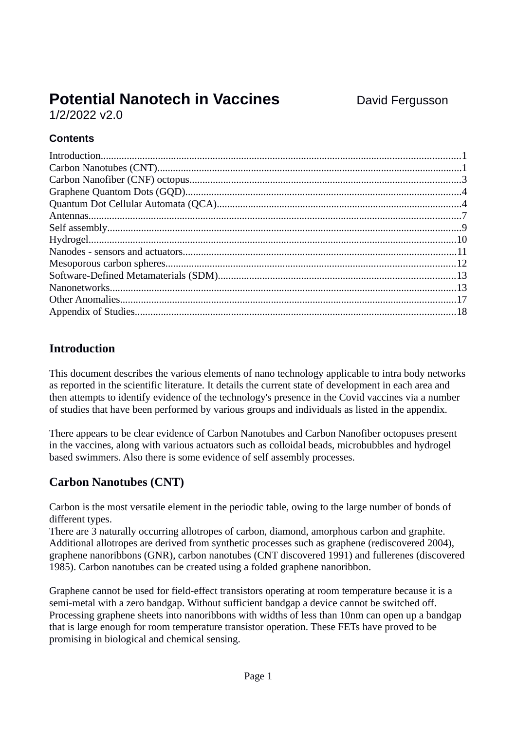# Potential Nanotech in Vaccines

David Fergusson

1/2/2022 v2.0

### Contents

Introduction........................................................................................................................1
Carbon Nanotubes (CNT)....................................................................................................1
Carbon Nanofiber (CNF) octopus........................................................................................3
Graphene Quantom Dots (GQD).........................................................................................4
Quantum Dot Cellular Automata (QCA).............................................................................4
Antennas..............................................................................................................................7
Self assembly.......................................................................................................................9
Hydrogel............................................................................................................................10
Nanodes - sensors and actuators........................................................................................11
Mesoporous carbon spheres...............................................................................................12
Software-Defined Metamaterials (SDM)...........................................................................13
Nanonetworks....................................................................................................................13
Other Anomalies................................................................................................................17
Appendix of Studies..........................................................................................................18

## Introduction

This document describes the various elements of nano technology applicable to intra body networks as reported in the scientific literature. It details the current state of development in each area and then attempts to identify evidence of the technology's presence in the Covid vaccines via a number of studies that have been performed by various groups and individuals as listed in the appendix.

There appears to be clear evidence of Carbon Nanotubes and Carbon Nanofiber octopuses present in the vaccines, along with various actuators such as colloidal beads, microbubbles and hydrogel based swimmers. Also there is some evidence of self assembly processes.

## Carbon Nanotubes (CNT)

Carbon is the most versatile element in the periodic table, owing to the large number of bonds of different types.
There are 3 naturally occurring allotropes of carbon, diamond, amorphous carbon and graphite. Additional allotropes are derived from synthetic processes such as graphene (rediscovered 2004), graphene nanoribbons (GNR), carbon nanotubes (CNT discovered 1991) and fullerenes (discovered 1985). Carbon nanotubes can be created using a folded graphene nanoribbon.

Graphene cannot be used for field-effect transistors operating at room temperature because it is a semi-metal with a zero bandgap. Without sufficient bandgap a device cannot be switched off. Processing graphene sheets into nanoribbons with widths of less than 10nm can open up a bandgap that is large enough for room temperature transistor operation. These FETs have proved to be promising in biological and chemical sensing.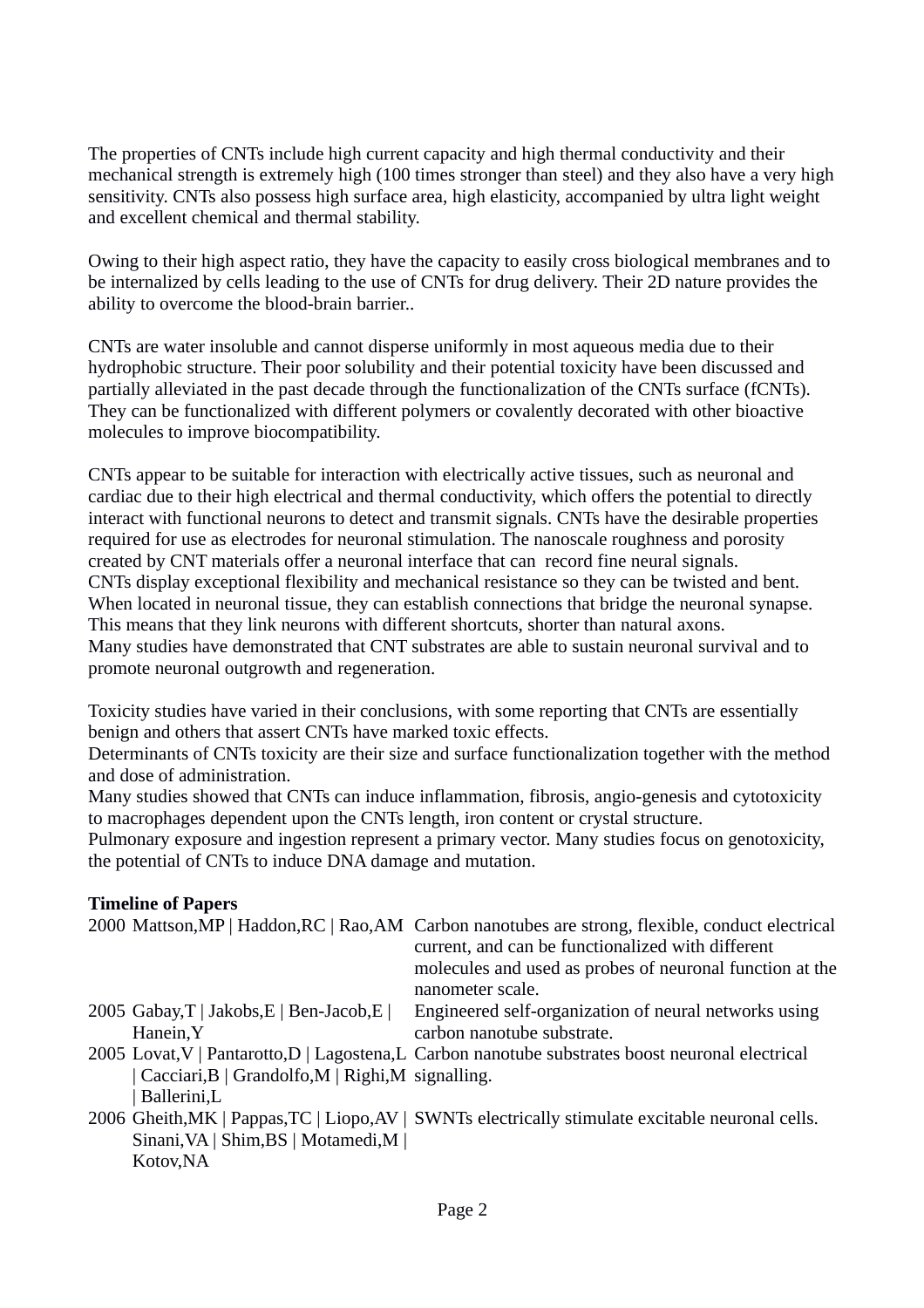The properties of CNTs include high current capacity and high thermal conductivity and their mechanical strength is extremely high (100 times stronger than steel) and they also have a very high sensitivity. CNTs also possess high surface area, high elasticity, accompanied by ultra light weight and excellent chemical and thermal stability.

Owing to their high aspect ratio, they have the capacity to easily cross biological membranes and to be internalized by cells leading to the use of CNTs for drug delivery. Their 2D nature provides the ability to overcome the blood-brain barrier..

CNTs are water insoluble and cannot disperse uniformly in most aqueous media due to their hydrophobic structure. Their poor solubility and their potential toxicity have been discussed and partially alleviated in the past decade through the functionalization of the CNTs surface (fCNTs). They can be functionalized with different polymers or covalently decorated with other bioactive molecules to improve biocompatibility.

CNTs appear to be suitable for interaction with electrically active tissues, such as neuronal and cardiac due to their high electrical and thermal conductivity, which offers the potential to directly interact with functional neurons to detect and transmit signals. CNTs have the desirable properties required for use as electrodes for neuronal stimulation. The nanoscale roughness and porosity created by CNT materials offer a neuronal interface that can record fine neural signals.
CNTs display exceptional flexibility and mechanical resistance so they can be twisted and bent. When located in neuronal tissue, they can establish connections that bridge the neuronal synapse. This means that they link neurons with different shortcuts, shorter than natural axons.
Many studies have demonstrated that CNT substrates are able to sustain neuronal survival and to promote neuronal outgrowth and regeneration.

Toxicity studies have varied in their conclusions, with some reporting that CNTs are essentially benign and others that assert CNTs have marked toxic effects.
Determinants of CNTs toxicity are their size and surface functionalization together with the method and dose of administration.
Many studies showed that CNTs can induce inflammation, fibrosis, angio-genesis and cytotoxicity to macrophages dependent upon the CNTs length, iron content or crystal structure.
Pulmonary exposure and ingestion represent a primary vector. Many studies focus on genotoxicity, the potential of CNTs to induce DNA damage and mutation.

**Timeline of Papers**

| Year | Authors | Title |
|---|---|---|
| 2000 | Mattson,MP \| Haddon,RC \| Rao,AM | Carbon nanotubes are strong, flexible, conduct electrical current, and can be functionalized with different molecules and used as probes of neuronal function at the nanometer scale. |
| 2005 | Gabay,T \| Jakobs,E \| Ben-Jacob,E \| Hanein,Y | Engineered self-organization of neural networks using carbon nanotube substrate. |
| 2005 | Lovat,V \| Pantarotto,D \| Lagostena,L \| Cacciari,B \| Grandolfo,M \| Righi,M \| Ballerini,L | Carbon nanotube substrates boost neuronal electrical signalling. |
| 2006 | Gheith,MK \| Pappas,TC \| Liopo,AV \| Sinani,VA \| Shim,BS \| Motamedi,M \| Kotov,NA | SWNTs electrically stimulate excitable neuronal cells. |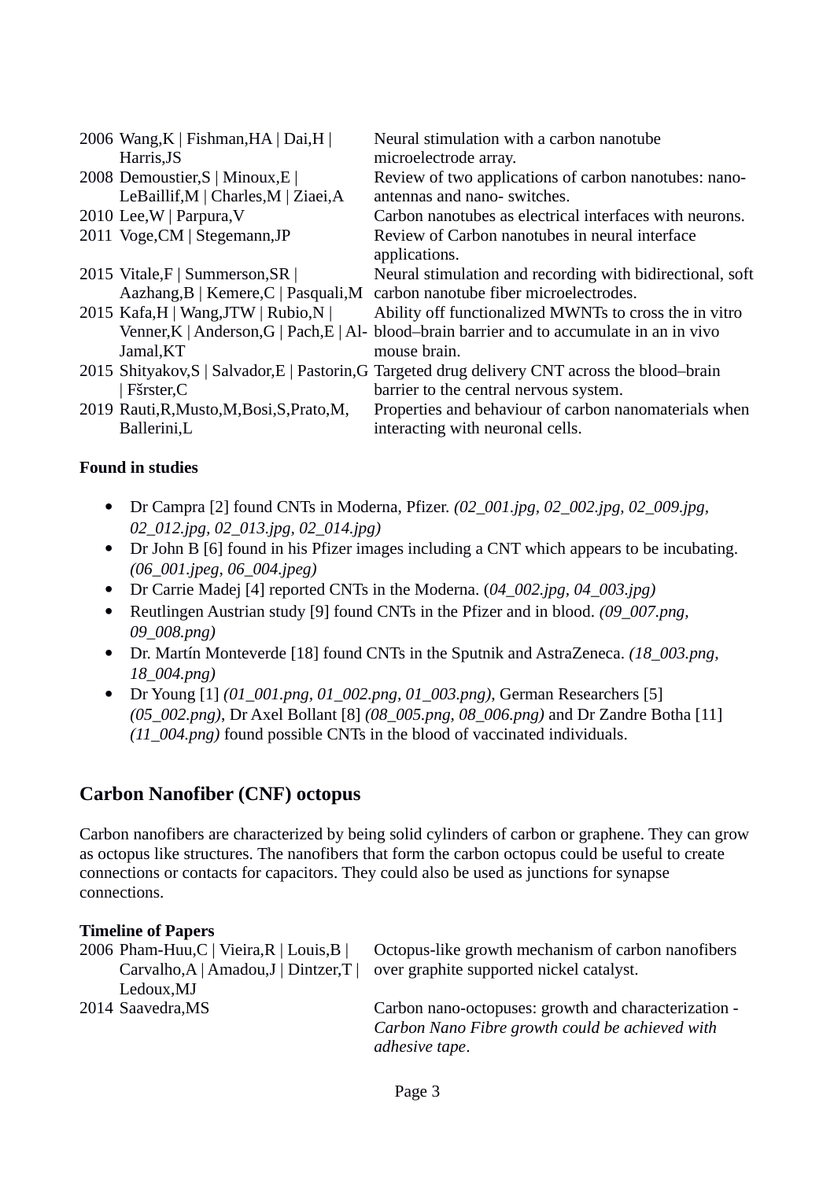| | | |
|---|---|---|
| 2006 | Wang,K \| Fishman,HA \| Dai,H \| Harris,JS | Neural stimulation with a carbon nanotube microelectrode array. |
| 2008 | Demoustier,S \| Minoux,E \| LeBaillif,M \| Charles,M \| Ziaei,A | Review of two applications of carbon nanotubes: nano-antennas and nano- switches. |
| 2010 | Lee,W \| Parpura,V | Carbon nanotubes as electrical interfaces with neurons. |
| 2011 | Voge,CM \| Stegemann,JP | Review of Carbon nanotubes in neural interface applications. |
| 2015 | Vitale,F \| Summerson,SR \| Aazhang,B \| Kemere,C \| Pasquali,M | Neural stimulation and recording with bidirectional, soft carbon nanotube fiber microelectrodes. |
| 2015 | Kafa,H \| Wang,JTW \| Rubio,N \| Venner,K \| Anderson,G \| Pach,E \| Al-Jamal,KT | Ability off functionalized MWNTs to cross the in vitro blood–brain barrier and to accumulate in an in vivo mouse brain. |
| 2015 | Shityakov,S \| Salvador,E \| Pastorin,G \| Fšrster,C | Targeted drug delivery CNT across the blood–brain barrier to the central nervous system. |
| 2019 | Rauti,R,Musto,M,Bosi,S,Prato,M, Ballerini,L | Properties and behaviour of carbon nanomaterials when interacting with neuronal cells. |

**Found in studies**

- Dr Campra [2] found CNTs in Moderna, Pfizer. *(02_001.jpg, 02_002.jpg, 02_009.jpg, 02_012.jpg, 02_013.jpg, 02_014.jpg)*
- Dr John B [6] found in his Pfizer images including a CNT which appears to be incubating. *(06_001.jpeg, 06_004.jpeg)*
- Dr Carrie Madej [4] reported CNTs in the Moderna. (*04_002.jpg, 04_003.jpg)*
- Reutlingen Austrian study [9] found CNTs in the Pfizer and in blood. *(09_007.png, 09_008.png)*
- Dr. Martín Monteverde [18] found CNTs in the Sputnik and AstraZeneca. *(18_003.png, 18_004.png)*
- Dr Young [1] *(01_001.png, 01_002.png, 01_003.png)*, German Researchers [5] *(05_002.png)*, Dr Axel Bollant [8] *(08_005.png, 08_006.png)* and Dr Zandre Botha [11] *(11_004.png)* found possible CNTs in the blood of vaccinated individuals.

## Carbon Nanofiber (CNF) octopus

Carbon nanofibers are characterized by being solid cylinders of carbon or graphene. They can grow as octopus like structures. The nanofibers that form the carbon octopus could be useful to create connections or contacts for capacitors. They could also be used as junctions for synapse connections.

**Timeline of Papers**

| | | |
|---|---|---|
| 2006 | Pham-Huu,C \| Vieira,R \| Louis,B \| Carvalho,A \| Amadou,J \| Dintzer,T \| Ledoux,MJ | Octopus-like growth mechanism of carbon nanofibers over graphite supported nickel catalyst. |
| 2014 | Saavedra,MS | Carbon nano-octopuses: growth and characterization - *Carbon Nano Fibre growth could be achieved with adhesive tape*. |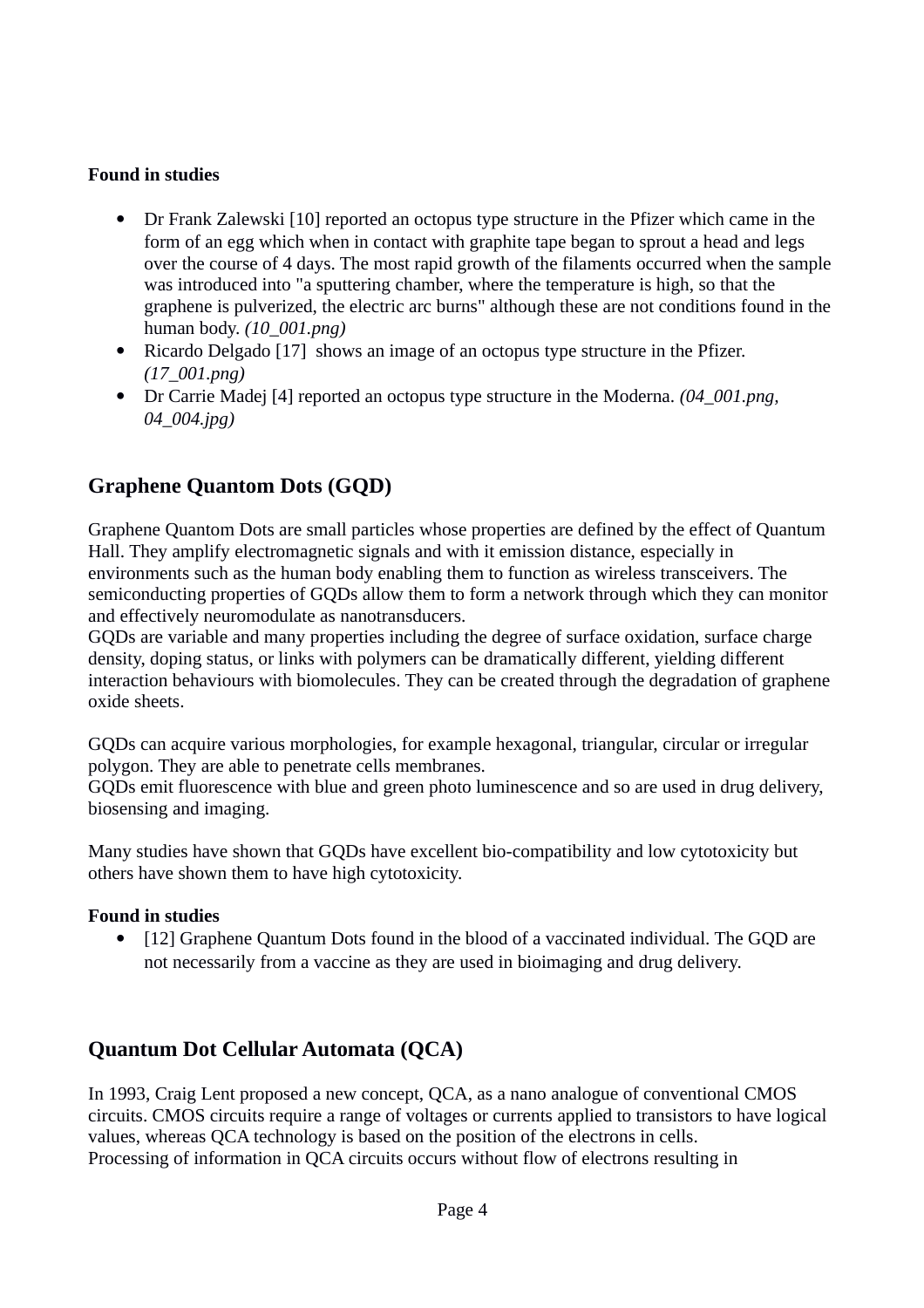**Found in studies**

- Dr Frank Zalewski [10] reported an octopus type structure in the Pfizer which came in the form of an egg which when in contact with graphite tape began to sprout a head and legs over the course of 4 days. The most rapid growth of the filaments occurred when the sample was introduced into "a sputtering chamber, where the temperature is high, so that the graphene is pulverized, the electric arc burns" although these are not conditions found in the human body. *(10_001.png)*
- Ricardo Delgado [17] shows an image of an octopus type structure in the Pfizer. *(17_001.png)*
- Dr Carrie Madej [4] reported an octopus type structure in the Moderna. *(04_001.png, 04_004.jpg)*

## Graphene Quantom Dots (GQD)

Graphene Quantom Dots are small particles whose properties are defined by the effect of Quantum Hall. They amplify electromagnetic signals and with it emission distance, especially in environments such as the human body enabling them to function as wireless transceivers. The semiconducting properties of GQDs allow them to form a network through which they can monitor and effectively neuromodulate as nanotransducers.
GQDs are variable and many properties including the degree of surface oxidation, surface charge density, doping status, or links with polymers can be dramatically different, yielding different interaction behaviours with biomolecules. They can be created through the degradation of graphene oxide sheets.

GQDs can acquire various morphologies, for example hexagonal, triangular, circular or irregular polygon. They are able to penetrate cells membranes.
GQDs emit fluorescence with blue and green photo luminescence and so are used in drug delivery, biosensing and imaging.

Many studies have shown that GQDs have excellent bio-compatibility and low cytotoxicity but others have shown them to have high cytotoxicity.

**Found in studies**

- [12] Graphene Quantum Dots found in the blood of a vaccinated individual. The GQD are not necessarily from a vaccine as they are used in bioimaging and drug delivery.

## Quantum Dot Cellular Automata (QCA)

In 1993, Craig Lent proposed a new concept, QCA, as a nano analogue of conventional CMOS circuits. CMOS circuits require a range of voltages or currents applied to transistors to have logical values, whereas QCA technology is based on the position of the electrons in cells.
Processing of information in QCA circuits occurs without flow of electrons resulting in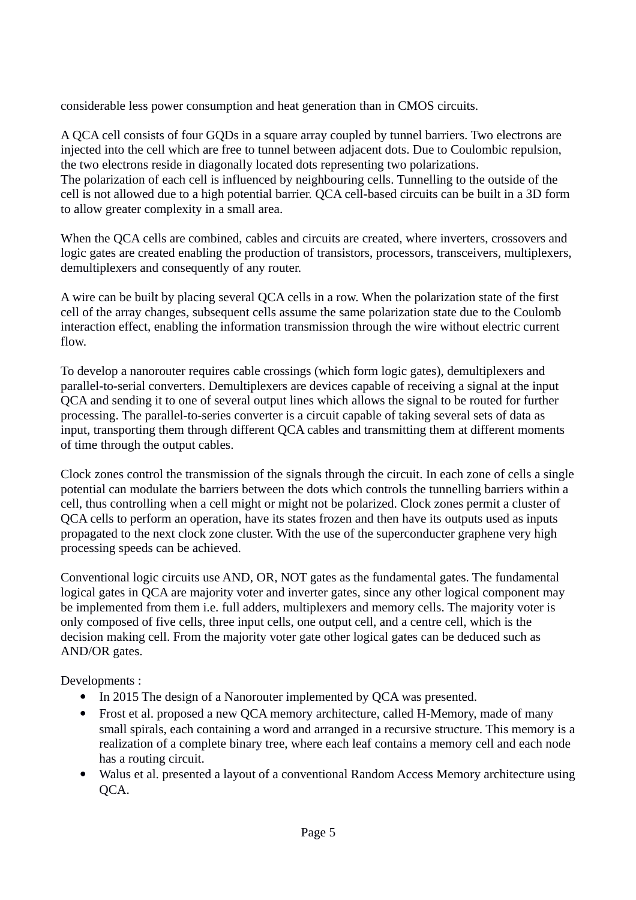considerable less power consumption and heat generation than in CMOS circuits.

A QCA cell consists of four GQDs in a square array coupled by tunnel barriers. Two electrons are injected into the cell which are free to tunnel between adjacent dots. Due to Coulombic repulsion, the two electrons reside in diagonally located dots representing two polarizations.
The polarization of each cell is influenced by neighbouring cells. Tunnelling to the outside of the cell is not allowed due to a high potential barrier. QCA cell-based circuits can be built in a 3D form to allow greater complexity in a small area.

When the QCA cells are combined, cables and circuits are created, where inverters, crossovers and logic gates are created enabling the production of transistors, processors, transceivers, multiplexers, demultiplexers and consequently of any router.

A wire can be built by placing several QCA cells in a row. When the polarization state of the first cell of the array changes, subsequent cells assume the same polarization state due to the Coulomb interaction effect, enabling the information transmission through the wire without electric current flow.

To develop a nanorouter requires cable crossings (which form logic gates), demultiplexers and parallel-to-serial converters. Demultiplexers are devices capable of receiving a signal at the input QCA and sending it to one of several output lines which allows the signal to be routed for further processing. The parallel-to-series converter is a circuit capable of taking several sets of data as input, transporting them through different QCA cables and transmitting them at different moments of time through the output cables.

Clock zones control the transmission of the signals through the circuit. In each zone of cells a single potential can modulate the barriers between the dots which controls the tunnelling barriers within a cell, thus controlling when a cell might or might not be polarized. Clock zones permit a cluster of QCA cells to perform an operation, have its states frozen and then have its outputs used as inputs propagated to the next clock zone cluster. With the use of the superconducter graphene very high processing speeds can be achieved.

Conventional logic circuits use AND, OR, NOT gates as the fundamental gates. The fundamental logical gates in QCA are majority voter and inverter gates, since any other logical component may be implemented from them i.e. full adders, multiplexers and memory cells. The majority voter is only composed of five cells, three input cells, one output cell, and a centre cell, which is the decision making cell. From the majority voter gate other logical gates can be deduced such as AND/OR gates.

Developments :

- In 2015 The design of a Nanorouter implemented by QCA was presented.
- Frost et al. proposed a new QCA memory architecture, called H-Memory, made of many small spirals, each containing a word and arranged in a recursive structure. This memory is a realization of a complete binary tree, where each leaf contains a memory cell and each node has a routing circuit.
- Walus et al. presented a layout of a conventional Random Access Memory architecture using QCA.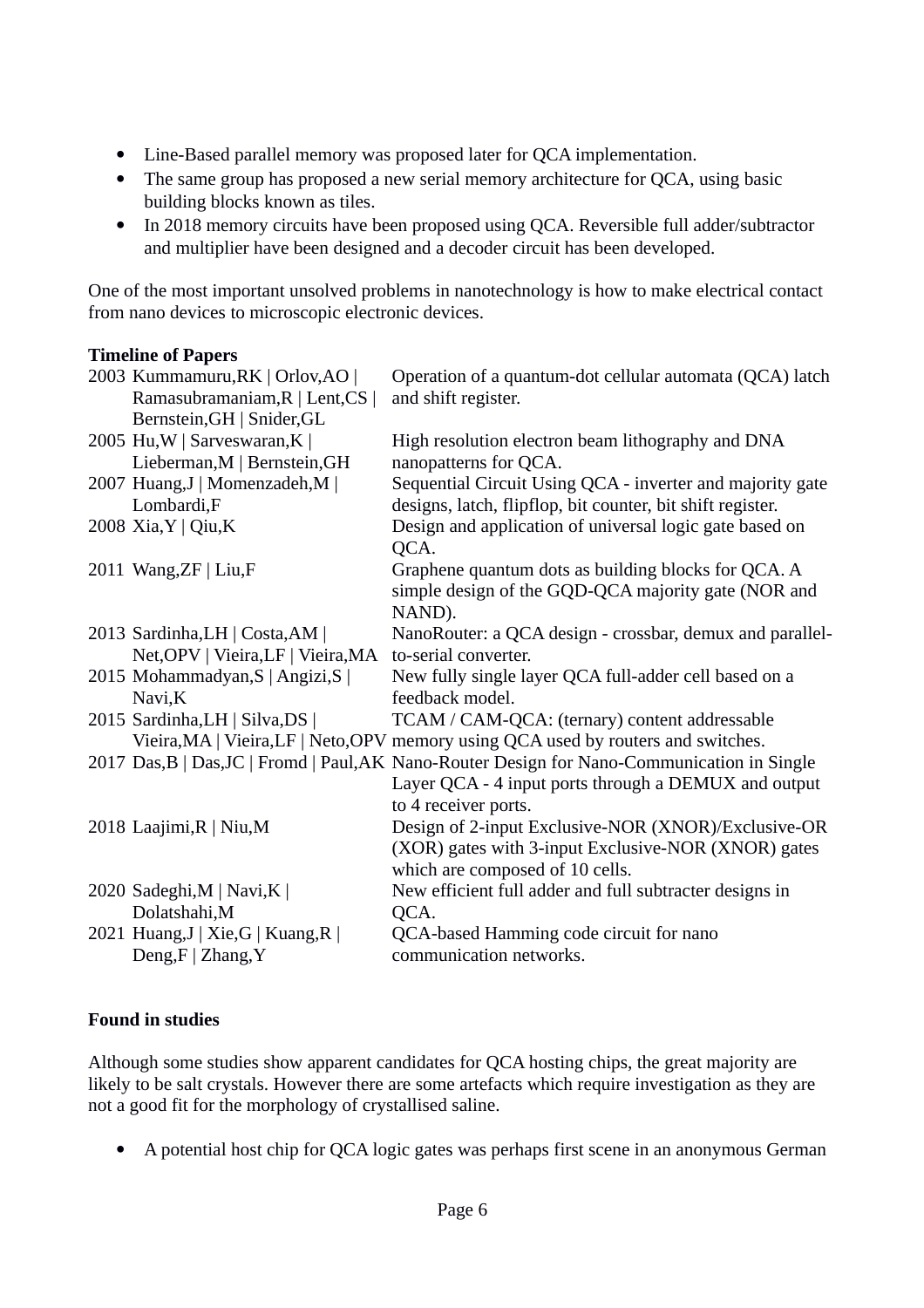- Line-Based parallel memory was proposed later for QCA implementation.
- The same group has proposed a new serial memory architecture for QCA, using basic building blocks known as tiles.
- In 2018 memory circuits have been proposed using QCA. Reversible full adder/subtractor and multiplier have been designed and a decoder circuit has been developed.

One of the most important unsolved problems in nanotechnology is how to make electrical contact from nano devices to microscopic electronic devices.

**Timeline of Papers**

| Year | Authors | Title |
|---|---|---|
| 2003 | Kummamuru,RK \| Orlov,AO \| Ramasubramaniam,R \| Lent,CS \| Bernstein,GH \| Snider,GL | Operation of a quantum-dot cellular automata (QCA) latch and shift register. |
| 2005 | Hu,W \| Sarveswaran,K \| Lieberman,M \| Bernstein,GH | High resolution electron beam lithography and DNA nanopatterns for QCA. |
| 2007 | Huang,J \| Momenzadeh,M \| Lombardi,F | Sequential Circuit Using QCA - inverter and majority gate designs, latch, flipflop, bit counter, bit shift register. |
| 2008 | Xia,Y \| Qiu,K | Design and application of universal logic gate based on QCA. |
| 2011 | Wang,ZF \| Liu,F | Graphene quantum dots as building blocks for QCA. A simple design of the GQD-QCA majority gate (NOR and NAND). |
| 2013 | Sardinha,LH \| Costa,AM \| Net,OPV \| Vieira,LF \| Vieira,MA | NanoRouter: a QCA design - crossbar, demux and parallel-to-serial converter. |
| 2015 | Mohammadyan,S \| Angizi,S \| Navi,K | New fully single layer QCA full-adder cell based on a feedback model. |
| 2015 | Sardinha,LH \| Silva,DS \| Vieira,MA \| Vieira,LF \| Neto,OPV | TCAM / CAM-QCA: (ternary) content addressable memory using QCA used by routers and switches. |
| 2017 | Das,B \| Das,JC \| Fromd \| Paul,AK | Nano-Router Design for Nano-Communication in Single Layer QCA - 4 input ports through a DEMUX and output to 4 receiver ports. |
| 2018 | Laajimi,R \| Niu,M | Design of 2-input Exclusive-NOR (XNOR)/Exclusive-OR (XOR) gates with 3-input Exclusive-NOR (XNOR) gates which are composed of 10 cells. |
| 2020 | Sadeghi,M \| Navi,K \| Dolatshahi,M | New efficient full adder and full subtracter designs in QCA. |
| 2021 | Huang,J \| Xie,G \| Kuang,R \| Deng,F \| Zhang,Y | QCA-based Hamming code circuit for nano communication networks. |

**Found in studies**

Although some studies show apparent candidates for QCA hosting chips, the great majority are likely to be salt crystals. However there are some artefacts which require investigation as they are not a good fit for the morphology of crystallised saline.

- A potential host chip for QCA logic gates was perhaps first scene in an anonymous German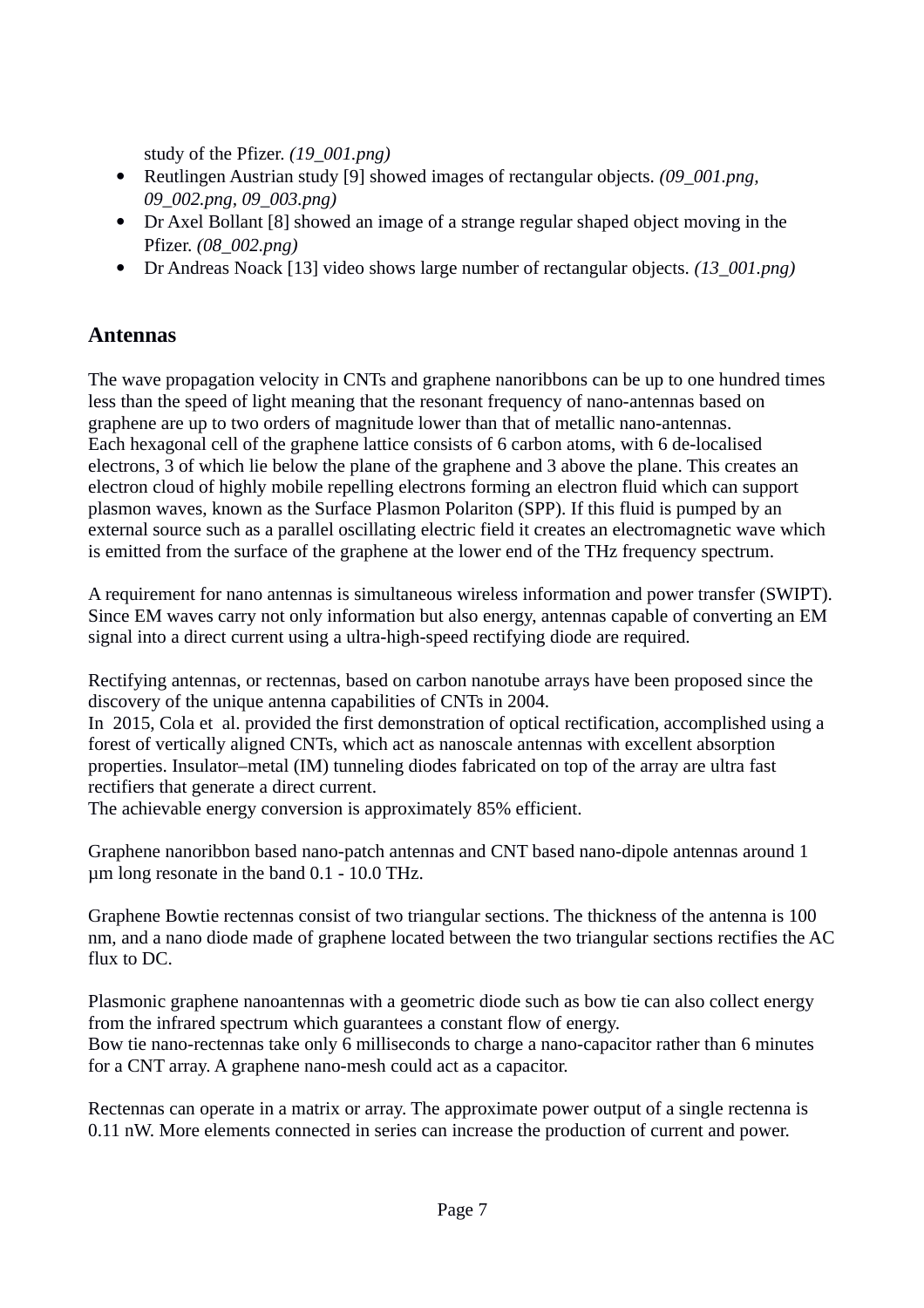study of the Pfizer. *(19_001.png)*

- Reutlingen Austrian study [9] showed images of rectangular objects. *(09_001.png, 09_002.png, 09_003.png)*
- Dr Axel Bollant [8] showed an image of a strange regular shaped object moving in the Pfizer. *(08_002.png)*
- Dr Andreas Noack [13] video shows large number of rectangular objects. *(13_001.png)*

## Antennas

The wave propagation velocity in CNTs and graphene nanoribbons can be up to one hundred times less than the speed of light meaning that the resonant frequency of nano-antennas based on graphene are up to two orders of magnitude lower than that of metallic nano-antennas.
Each hexagonal cell of the graphene lattice consists of 6 carbon atoms, with 6 de-localised electrons, 3 of which lie below the plane of the graphene and 3 above the plane. This creates an electron cloud of highly mobile repelling electrons forming an electron fluid which can support plasmon waves, known as the Surface Plasmon Polariton (SPP). If this fluid is pumped by an external source such as a parallel oscillating electric field it creates an electromagnetic wave which is emitted from the surface of the graphene at the lower end of the THz frequency spectrum.

A requirement for nano antennas is simultaneous wireless information and power transfer (SWIPT). Since EM waves carry not only information but also energy, antennas capable of converting an EM signal into a direct current using a ultra-high-speed rectifying diode are required.

Rectifying antennas, or rectennas, based on carbon nanotube arrays have been proposed since the discovery of the unique antenna capabilities of CNTs in 2004.
In 2015, Cola et al. provided the first demonstration of optical rectification, accomplished using a forest of vertically aligned CNTs, which act as nanoscale antennas with excellent absorption properties. Insulator–metal (IM) tunneling diodes fabricated on top of the array are ultra fast rectifiers that generate a direct current.
The achievable energy conversion is approximately 85% efficient.

Graphene nanoribbon based nano-patch antennas and CNT based nano-dipole antennas around 1 μm long resonate in the band 0.1 - 10.0 THz.

Graphene Bowtie rectennas consist of two triangular sections. The thickness of the antenna is 100 nm, and a nano diode made of graphene located between the two triangular sections rectifies the AC flux to DC.

Plasmonic graphene nanoantennas with a geometric diode such as bow tie can also collect energy from the infrared spectrum which guarantees a constant flow of energy.
Bow tie nano-rectennas take only 6 milliseconds to charge a nano-capacitor rather than 6 minutes for a CNT array. A graphene nano-mesh could act as a capacitor.

Rectennas can operate in a matrix or array. The approximate power output of a single rectenna is 0.11 nW. More elements connected in series can increase the production of current and power.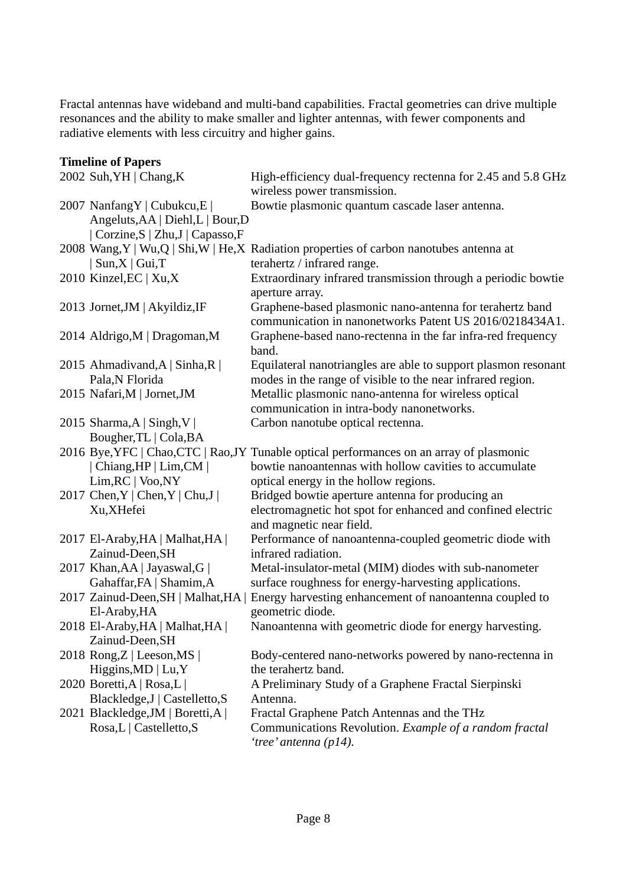Fractal antennas have wideband and multi-band capabilities. Fractal geometries can drive multiple resonances and the ability to make smaller and lighter antennas, with fewer components and radiative elements with less circuitry and higher gains.

**Timeline of Papers**

| Year | Authors | Title |
|---|---|---|
| 2002 | Suh,YH \| Chang,K | High-efficiency dual-frequency rectenna for 2.45 and 5.8 GHz wireless power transmission. |
| 2007 | NanfangY \| Cubukcu,E \| Angeluts,AA \| Diehl,L \| Bour,D \| Corzine,S \| Zhu,J \| Capasso,F | Bowtie plasmonic quantum cascade laser antenna. |
| 2008 | Wang,Y \| Wu,Q \| Shi,W \| He,X \| Sun,X \| Gui,T | Radiation properties of carbon nanotubes antenna at terahertz / infrared range. |
| 2010 | Kinzel,EC \| Xu,X | Extraordinary infrared transmission through a periodic bowtie aperture array. |
| 2013 | Jornet,JM \| Akyildiz,IF | Graphene-based plasmonic nano-antenna for terahertz band communication in nanonetworks Patent US 2016/0218434A1. |
| 2014 | Aldrigo,M \| Dragoman,M | Graphene-based nano-rectenna in the far infra-red frequency band. |
| 2015 | Ahmadivand,A \| Sinha,R \| Pala,N Florida | Equilateral nanotriangles are able to support plasmon resonant modes in the range of visible to the near infrared region. |
| 2015 | Nafari,M \| Jornet,JM | Metallic plasmonic nano-antenna for wireless optical communication in intra-body nanonetworks. |
| 2015 | Sharma,A \| Singh,V \| Bougher,TL \| Cola,BA | Carbon nanotube optical rectenna. |
| 2016 | Bye,YFC \| Chao,CTC \| Rao,JY \| Chiang,HP \| Lim,CM \| Lim,RC \| Voo,NY | Tunable optical performances on an array of plasmonic bowtie nanoantennas with hollow cavities to accumulate optical energy in the hollow regions. |
| 2017 | Chen,Y \| Chen,Y \| Chu,J \| Xu,XHefei | Bridged bowtie aperture antenna for producing an electromagnetic hot spot for enhanced and confined electric and magnetic near field. |
| 2017 | El-Araby,HA \| Malhat,HA \| Zainud-Deen,SH | Performance of nanoantenna-coupled geometric diode with infrared radiation. |
| 2017 | Khan,AA \| Jayaswal,G \| Gahaffar,FA \| Shamim,A | Metal-insulator-metal (MIM) diodes with sub-nanometer surface roughness for energy-harvesting applications. |
| 2017 | Zainud-Deen,SH \| Malhat,HA \| El-Araby,HA | Energy harvesting enhancement of nanoantenna coupled to geometric diode. |
| 2018 | El-Araby,HA \| Malhat,HA \| Zainud-Deen,SH | Nanoantenna with geometric diode for energy harvesting. |
| 2018 | Rong,Z \| Leeson,MS \| Higgins,MD \| Lu,Y | Body-centered nano-networks powered by nano-rectenna in the terahertz band. |
| 2020 | Boretti,A \| Rosa,L \| Blackledge,J \| Castelletto,S | A Preliminary Study of a Graphene Fractal Sierpinski Antenna. |
| 2021 | Blackledge,JM \| Boretti,A \| Rosa,L \| Castelletto,S | Fractal Graphene Patch Antennas and the THz Communications Revolution. *Example of a random fractal 'tree' antenna (p14).* |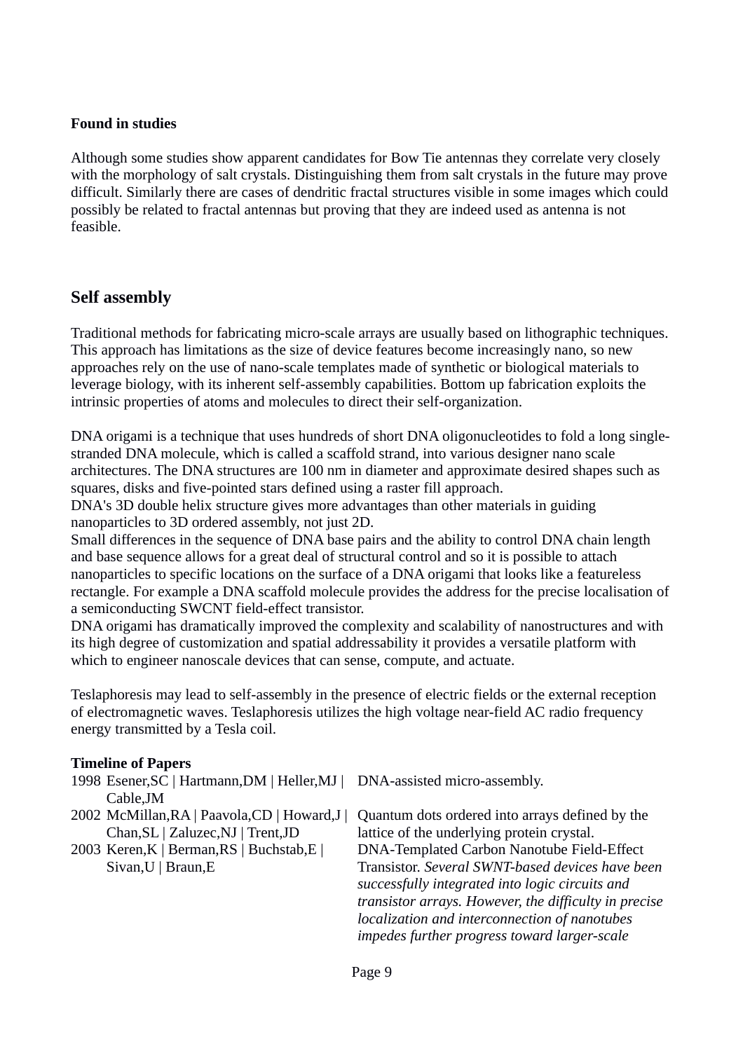**Found in studies**

Although some studies show apparent candidates for Bow Tie antennas they correlate very closely with the morphology of salt crystals. Distinguishing them from salt crystals in the future may prove difficult. Similarly there are cases of dendritic fractal structures visible in some images which could possibly be related to fractal antennas but proving that they are indeed used as antenna is not feasible.

## Self assembly

Traditional methods for fabricating micro-scale arrays are usually based on lithographic techniques. This approach has limitations as the size of device features become increasingly nano, so new approaches rely on the use of nano-scale templates made of synthetic or biological materials to leverage biology, with its inherent self-assembly capabilities. Bottom up fabrication exploits the intrinsic properties of atoms and molecules to direct their self-organization.

DNA origami is a technique that uses hundreds of short DNA oligonucleotides to fold a long single-stranded DNA molecule, which is called a scaffold strand, into various designer nano scale architectures. The DNA structures are 100 nm in diameter and approximate desired shapes such as squares, disks and five-pointed stars defined using a raster fill approach.
DNA's 3D double helix structure gives more advantages than other materials in guiding nanoparticles to 3D ordered assembly, not just 2D.
Small differences in the sequence of DNA base pairs and the ability to control DNA chain length and base sequence allows for a great deal of structural control and so it is possible to attach nanoparticles to specific locations on the surface of a DNA origami that looks like a featureless rectangle. For example a DNA scaffold molecule provides the address for the precise localisation of a semiconducting SWCNT field-effect transistor.
DNA origami has dramatically improved the complexity and scalability of nanostructures and with its high degree of customization and spatial addressability it provides a versatile platform with which to engineer nanoscale devices that can sense, compute, and actuate.

Teslaphoresis may lead to self-assembly in the presence of electric fields or the external reception of electromagnetic waves. Teslaphoresis utilizes the high voltage near-field AC radio frequency energy transmitted by a Tesla coil.

**Timeline of Papers**

| | | |
|---|---|---|
| 1998 | Esener,SC \| Hartmann,DM \| Heller,MJ \| Cable,JM | DNA-assisted micro-assembly. |
| 2002 | McMillan,RA \| Paavola,CD \| Howard,J \| Chan,SL \| Zaluzec,NJ \| Trent,JD | Quantum dots ordered into arrays defined by the lattice of the underlying protein crystal. |
| 2003 | Keren,K \| Berman,RS \| Buchstab,E \| Sivan,U \| Braun,E | DNA-Templated Carbon Nanotube Field-Effect Transistor. *Several SWNT-based devices have been successfully integrated into logic circuits and transistor arrays. However, the difficulty in precise localization and interconnection of nanotubes impedes further progress toward larger-scale* |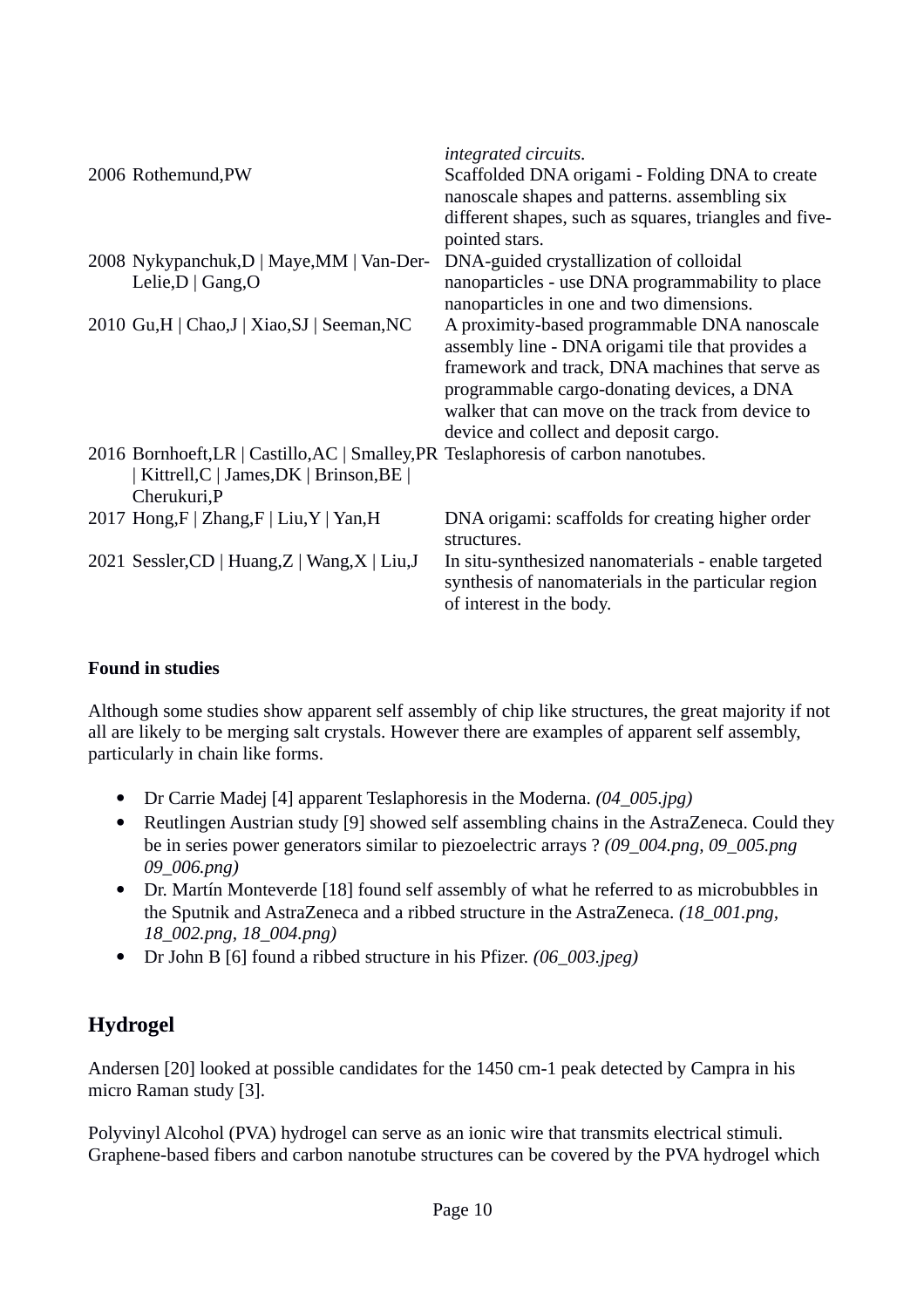| | | |
|---|---|---|
| | | *integrated circuits.* |
| 2006 | Rothemund,PW | Scaffolded DNA origami - Folding DNA to create nanoscale shapes and patterns. assembling six different shapes, such as squares, triangles and five-pointed stars. |
| 2008 | Nykypanchuk,D \| Maye,MM \| Van-Der-Lelie,D \| Gang,O | DNA-guided crystallization of colloidal nanoparticles - use DNA programmability to place nanoparticles in one and two dimensions. |
| 2010 | Gu,H \| Chao,J \| Xiao,SJ \| Seeman,NC | A proximity-based programmable DNA nanoscale assembly line - DNA origami tile that provides a framework and track, DNA machines that serve as programmable cargo-donating devices, a DNA walker that can move on the track from device to device and collect and deposit cargo. |
| 2016 | Bornhoeft,LR \| Castillo,AC \| Smalley,PR \| Kittrell,C \| James,DK \| Brinson,BE \| Cherukuri,P | Teslaphoresis of carbon nanotubes. |
| 2017 | Hong,F \| Zhang,F \| Liu,Y \| Yan,H | DNA origami: scaffolds for creating higher order structures. |
| 2021 | Sessler,CD \| Huang,Z \| Wang,X \| Liu,J | In situ-synthesized nanomaterials - enable targeted synthesis of nanomaterials in the particular region of interest in the body. |

**Found in studies**

Although some studies show apparent self assembly of chip like structures, the great majority if not all are likely to be merging salt crystals. However there are examples of apparent self assembly, particularly in chain like forms.

- Dr Carrie Madej [4] apparent Teslaphoresis in the Moderna. *(04_005.jpg)*
- Reutlingen Austrian study [9] showed self assembling chains in the AstraZeneca. Could they be in series power generators similar to piezoelectric arrays ? *(09_004.png, 09_005.png 09_006.png)*
- Dr. Martín Monteverde [18] found self assembly of what he referred to as microbubbles in the Sputnik and AstraZeneca and a ribbed structure in the AstraZeneca. *(18_001.png, 18_002.png, 18_004.png)*
- Dr John B [6] found a ribbed structure in his Pfizer. *(06_003.jpeg)*

## Hydrogel

Andersen [20] looked at possible candidates for the 1450 cm-1 peak detected by Campra in his micro Raman study [3].

Polyvinyl Alcohol (PVA) hydrogel can serve as an ionic wire that transmits electrical stimuli. Graphene-based fibers and carbon nanotube structures can be covered by the PVA hydrogel which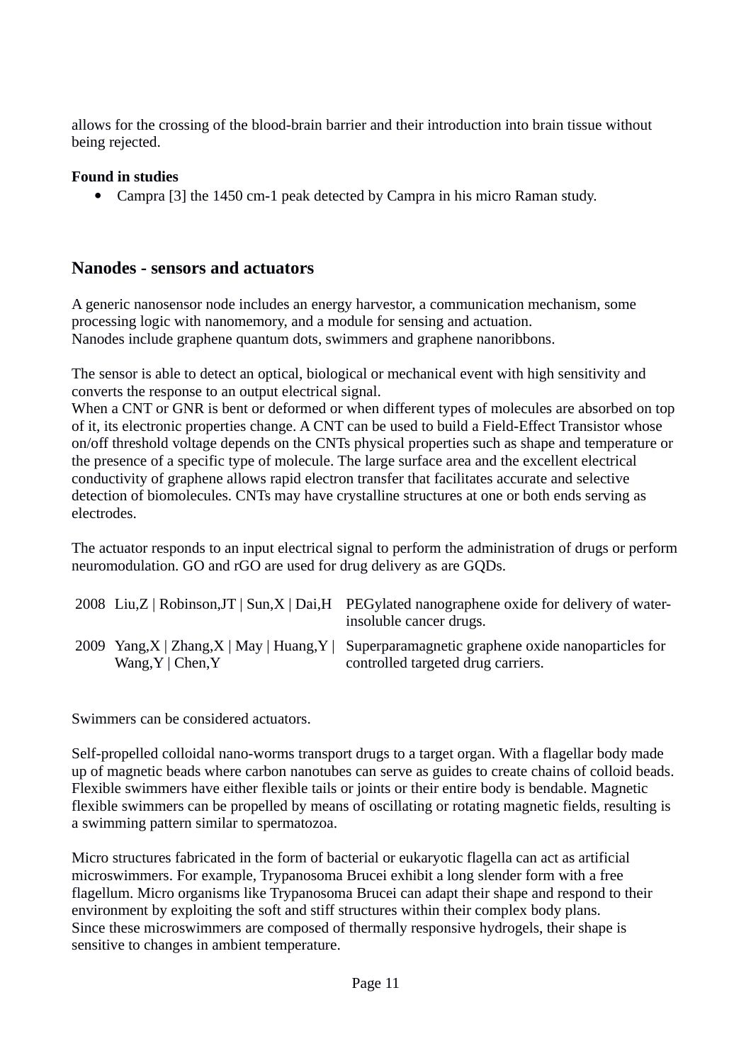allows for the crossing of the blood-brain barrier and their introduction into brain tissue without being rejected.

**Found in studies**

- Campra [3] the 1450 cm-1 peak detected by Campra in his micro Raman study.

## Nanodes - sensors and actuators

A generic nanosensor node includes an energy harvestor, a communication mechanism, some processing logic with nanomemory, and a module for sensing and actuation.
Nanodes include graphene quantum dots, swimmers and graphene nanoribbons.

The sensor is able to detect an optical, biological or mechanical event with high sensitivity and converts the response to an output electrical signal.
When a CNT or GNR is bent or deformed or when different types of molecules are absorbed on top of it, its electronic properties change. A CNT can be used to build a Field-Effect Transistor whose on/off threshold voltage depends on the CNTs physical properties such as shape and temperature or the presence of a specific type of molecule. The large surface area and the excellent electrical conductivity of graphene allows rapid electron transfer that facilitates accurate and selective detection of biomolecules. CNTs may have crystalline structures at one or both ends serving as electrodes.

The actuator responds to an input electrical signal to perform the administration of drugs or perform neuromodulation. GO and rGO are used for drug delivery as are GQDs.

| | | |
|---|---|---|
| 2008 | Liu,Z \| Robinson,JT \| Sun,X \| Dai,H | PEGylated nanographene oxide for delivery of water-insoluble cancer drugs. |
| 2009 | Yang,X \| Zhang,X \| May \| Huang,Y \| Wang,Y \| Chen,Y | Superparamagnetic graphene oxide nanoparticles for controlled targeted drug carriers. |

Swimmers can be considered actuators.

Self-propelled colloidal nano-worms transport drugs to a target organ. With a flagellar body made up of magnetic beads where carbon nanotubes can serve as guides to create chains of colloid beads. Flexible swimmers have either flexible tails or joints or their entire body is bendable. Magnetic flexible swimmers can be propelled by means of oscillating or rotating magnetic fields, resulting is a swimming pattern similar to spermatozoa.

Micro structures fabricated in the form of bacterial or eukaryotic flagella can act as artificial microswimmers. For example, Trypanosoma Brucei exhibit a long slender form with a free flagellum. Micro organisms like Trypanosoma Brucei can adapt their shape and respond to their environment by exploiting the soft and stiff structures within their complex body plans.
Since these microswimmers are composed of thermally responsive hydrogels, their shape is sensitive to changes in ambient temperature.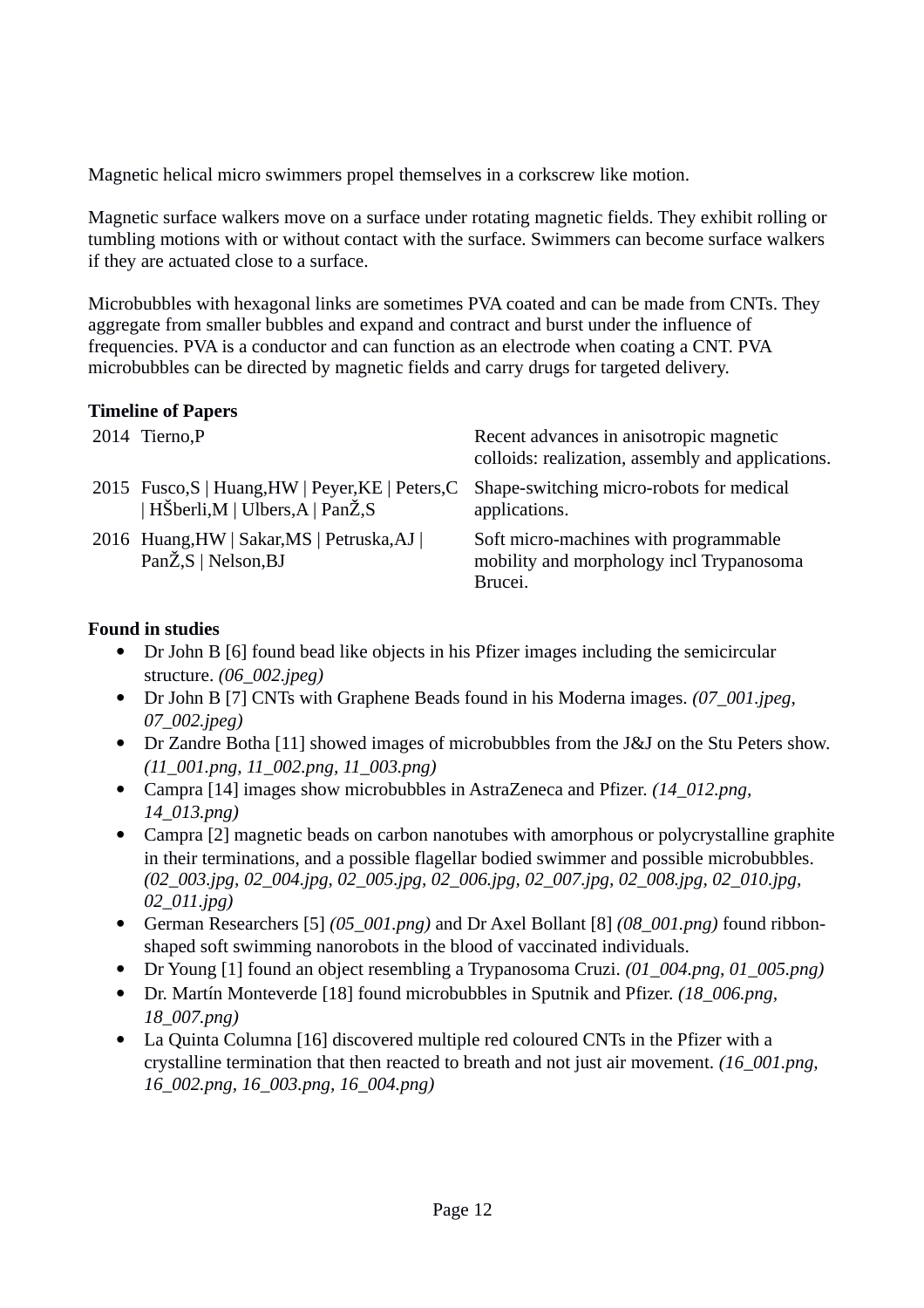Magnetic helical micro swimmers propel themselves in a corkscrew like motion.

Magnetic surface walkers move on a surface under rotating magnetic fields. They exhibit rolling or tumbling motions with or without contact with the surface. Swimmers can become surface walkers if they are actuated close to a surface.

Microbubbles with hexagonal links are sometimes PVA coated and can be made from CNTs. They aggregate from smaller bubbles and expand and contract and burst under the influence of frequencies. PVA is a conductor and can function as an electrode when coating a CNT. PVA microbubbles can be directed by magnetic fields and carry drugs for targeted delivery.

**Timeline of Papers**

| | | |
|---|---|---|
| 2014 | Tierno,P | Recent advances in anisotropic magnetic colloids: realization, assembly and applications. |
| 2015 | Fusco,S \| Huang,HW \| Peyer,KE \| Peters,C \| HŠberli,M \| Ulbers,A \| PanŽ,S | Shape-switching micro-robots for medical applications. |
| 2016 | Huang,HW \| Sakar,MS \| Petruska,AJ \| PanŽ,S \| Nelson,BJ | Soft micro-machines with programmable mobility and morphology incl Trypanosoma Brucei. |

**Found in studies**

- Dr John B [6] found bead like objects in his Pfizer images including the semicircular structure. *(06_002.jpeg)*
- Dr John B [7] CNTs with Graphene Beads found in his Moderna images. *(07_001.jpeg, 07_002.jpeg)*
- Dr Zandre Botha [11] showed images of microbubbles from the J&J on the Stu Peters show. *(11_001.png, 11_002.png, 11_003.png)*
- Campra [14] images show microbubbles in AstraZeneca and Pfizer. *(14_012.png, 14_013.png)*
- Campra [2] magnetic beads on carbon nanotubes with amorphous or polycrystalline graphite in their terminations, and a possible flagellar bodied swimmer and possible microbubbles. *(02_003.jpg, 02_004.jpg, 02_005.jpg, 02_006.jpg, 02_007.jpg, 02_008.jpg, 02_010.jpg, 02_011.jpg)*
- German Researchers [5] *(05_001.png)* and Dr Axel Bollant [8] *(08_001.png)* found ribbon-shaped soft swimming nanorobots in the blood of vaccinated individuals.
- Dr Young [1] found an object resembling a Trypanosoma Cruzi. *(01_004.png, 01_005.png)*
- Dr. Martín Monteverde [18] found microbubbles in Sputnik and Pfizer. *(18_006.png, 18_007.png)*
- La Quinta Columna [16] discovered multiple red coloured CNTs in the Pfizer with a crystalline termination that then reacted to breath and not just air movement. *(16_001.png, 16_002.png, 16_003.png, 16_004.png)*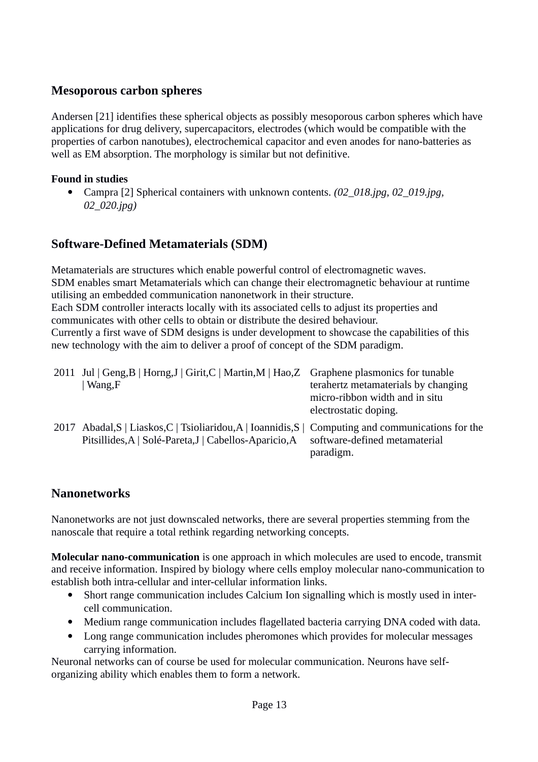## Mesoporous carbon spheres

Andersen [21] identifies these spherical objects as possibly mesoporous carbon spheres which have applications for drug delivery, supercapacitors, electrodes (which would be compatible with the properties of carbon nanotubes), electrochemical capacitor and even anodes for nano-batteries as well as EM absorption. The morphology is similar but not definitive.

**Found in studies**

- Campra [2] Spherical containers with unknown contents. *(02_018.jpg, 02_019.jpg, 02_020.jpg)*

## Software-Defined Metamaterials (SDM)

Metamaterials are structures which enable powerful control of electromagnetic waves.
SDM enables smart Metamaterials which can change their electromagnetic behaviour at runtime utilising an embedded communication nanonetwork in their structure.
Each SDM controller interacts locally with its associated cells to adjust its properties and communicates with other cells to obtain or distribute the desired behaviour.
Currently a first wave of SDM designs is under development to showcase the capabilities of this new technology with the aim to deliver a proof of concept of the SDM paradigm.

| | | |
|---|---|---|
| 2011 | Jul \| Geng,B \| Horng,J \| Girit,C \| Martin,M \| Hao,Z \| Wang,F | Graphene plasmonics for tunable terahertz metamaterials by changing micro-ribbon width and in situ electrostatic doping. |
| 2017 | Abadal,S \| Liaskos,C \| Tsioliaridou,A \| Ioannidis,S \| Pitsillides,A \| Solé-Pareta,J \| Cabellos-Aparicio,A | Computing and communications for the software-defined metamaterial paradigm. |

## Nanonetworks

Nanonetworks are not just downscaled networks, there are several properties stemming from the nanoscale that require a total rethink regarding networking concepts.

**Molecular nano-communication** is one approach in which molecules are used to encode, transmit and receive information. Inspired by biology where cells employ molecular nano-communication to establish both intra-cellular and inter-cellular information links.

- Short range communication includes Calcium Ion signalling which is mostly used in inter-cell communication.
- Medium range communication includes flagellated bacteria carrying DNA coded with data.
- Long range communication includes pheromones which provides for molecular messages carrying information.

Neuronal networks can of course be used for molecular communication. Neurons have self-organizing ability which enables them to form a network.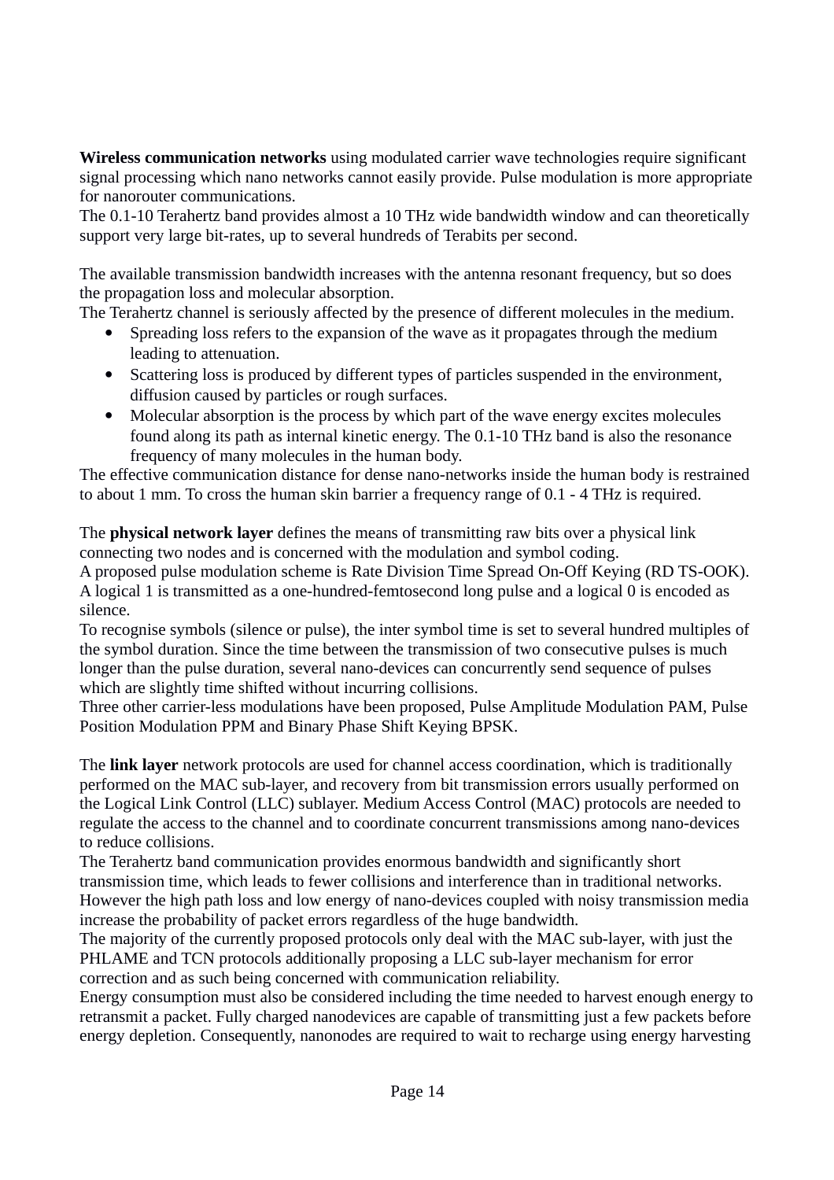**Wireless communication networks** using modulated carrier wave technologies require significant signal processing which nano networks cannot easily provide. Pulse modulation is more appropriate for nanorouter communications.
The 0.1-10 Terahertz band provides almost a 10 THz wide bandwidth window and can theoretically support very large bit-rates, up to several hundreds of Terabits per second.

The available transmission bandwidth increases with the antenna resonant frequency, but so does the propagation loss and molecular absorption.
The Terahertz channel is seriously affected by the presence of different molecules in the medium.

- Spreading loss refers to the expansion of the wave as it propagates through the medium leading to attenuation.
- Scattering loss is produced by different types of particles suspended in the environment, diffusion caused by particles or rough surfaces.
- Molecular absorption is the process by which part of the wave energy excites molecules found along its path as internal kinetic energy. The 0.1-10 THz band is also the resonance frequency of many molecules in the human body.

The effective communication distance for dense nano-networks inside the human body is restrained to about 1 mm. To cross the human skin barrier a frequency range of 0.1 - 4 THz is required.

The **physical network layer** defines the means of transmitting raw bits over a physical link connecting two nodes and is concerned with the modulation and symbol coding.
A proposed pulse modulation scheme is Rate Division Time Spread On-Off Keying (RD TS-OOK). A logical 1 is transmitted as a one-hundred-femtosecond long pulse and a logical 0 is encoded as silence.
To recognise symbols (silence or pulse), the inter symbol time is set to several hundred multiples of the symbol duration. Since the time between the transmission of two consecutive pulses is much longer than the pulse duration, several nano-devices can concurrently send sequence of pulses which are slightly time shifted without incurring collisions.
Three other carrier-less modulations have been proposed, Pulse Amplitude Modulation PAM, Pulse Position Modulation PPM and Binary Phase Shift Keying BPSK.

The **link layer** network protocols are used for channel access coordination, which is traditionally performed on the MAC sub-layer, and recovery from bit transmission errors usually performed on the Logical Link Control (LLC) sublayer. Medium Access Control (MAC) protocols are needed to regulate the access to the channel and to coordinate concurrent transmissions among nano-devices to reduce collisions.
The Terahertz band communication provides enormous bandwidth and significantly short transmission time, which leads to fewer collisions and interference than in traditional networks. However the high path loss and low energy of nano-devices coupled with noisy transmission media increase the probability of packet errors regardless of the huge bandwidth.
The majority of the currently proposed protocols only deal with the MAC sub-layer, with just the PHLAME and TCN protocols additionally proposing a LLC sub-layer mechanism for error correction and as such being concerned with communication reliability.
Energy consumption must also be considered including the time needed to harvest enough energy to retransmit a packet. Fully charged nanodevices are capable of transmitting just a few packets before energy depletion. Consequently, nanonodes are required to wait to recharge using energy harvesting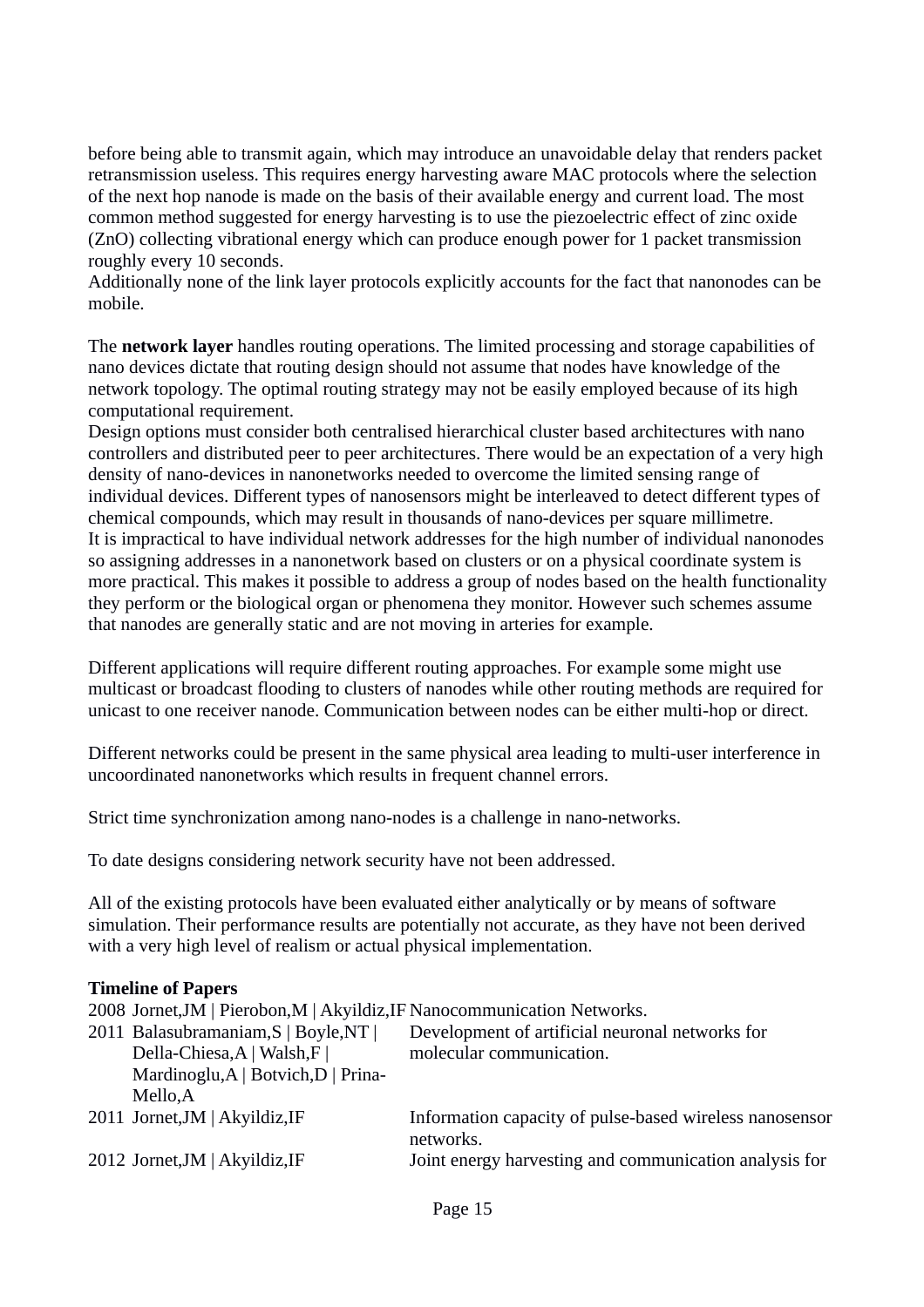before being able to transmit again, which may introduce an unavoidable delay that renders packet retransmission useless. This requires energy harvesting aware MAC protocols where the selection of the next hop nanode is made on the basis of their available energy and current load. The most common method suggested for energy harvesting is to use the piezoelectric effect of zinc oxide (ZnO) collecting vibrational energy which can produce enough power for 1 packet transmission roughly every 10 seconds.
Additionally none of the link layer protocols explicitly accounts for the fact that nanonodes can be mobile.

The **network layer** handles routing operations. The limited processing and storage capabilities of nano devices dictate that routing design should not assume that nodes have knowledge of the network topology. The optimal routing strategy may not be easily employed because of its high computational requirement.
Design options must consider both centralised hierarchical cluster based architectures with nano controllers and distributed peer to peer architectures. There would be an expectation of a very high density of nano-devices in nanonetworks needed to overcome the limited sensing range of individual devices. Different types of nanosensors might be interleaved to detect different types of chemical compounds, which may result in thousands of nano-devices per square millimetre.
It is impractical to have individual network addresses for the high number of individual nanonodes so assigning addresses in a nanonetwork based on clusters or on a physical coordinate system is more practical. This makes it possible to address a group of nodes based on the health functionality they perform or the biological organ or phenomena they monitor. However such schemes assume that nanodes are generally static and are not moving in arteries for example.

Different applications will require different routing approaches. For example some might use multicast or broadcast flooding to clusters of nanodes while other routing methods are required for unicast to one receiver nanode. Communication between nodes can be either multi-hop or direct.

Different networks could be present in the same physical area leading to multi-user interference in uncoordinated nanonetworks which results in frequent channel errors.

Strict time synchronization among nano-nodes is a challenge in nano-networks.

To date designs considering network security have not been addressed.

All of the existing protocols have been evaluated either analytically or by means of software simulation. Their performance results are potentially not accurate, as they have not been derived with a very high level of realism or actual physical implementation.

**Timeline of Papers**

| | | |
|---|---|---|
| 2008 | Jornet,JM \| Pierobon,M \| Akyildiz,IF | Nanocommunication Networks. |
| 2011 | Balasubramaniam,S \| Boyle,NT \| Della-Chiesa,A \| Walsh,F \| Mardinoglu,A \| Botvich,D \| Prina-Mello,A | Development of artificial neuronal networks for molecular communication. |
| 2011 | Jornet,JM \| Akyildiz,IF | Information capacity of pulse-based wireless nanosensor networks. |
| 2012 | Jornet,JM \| Akyildiz,IF | Joint energy harvesting and communication analysis for |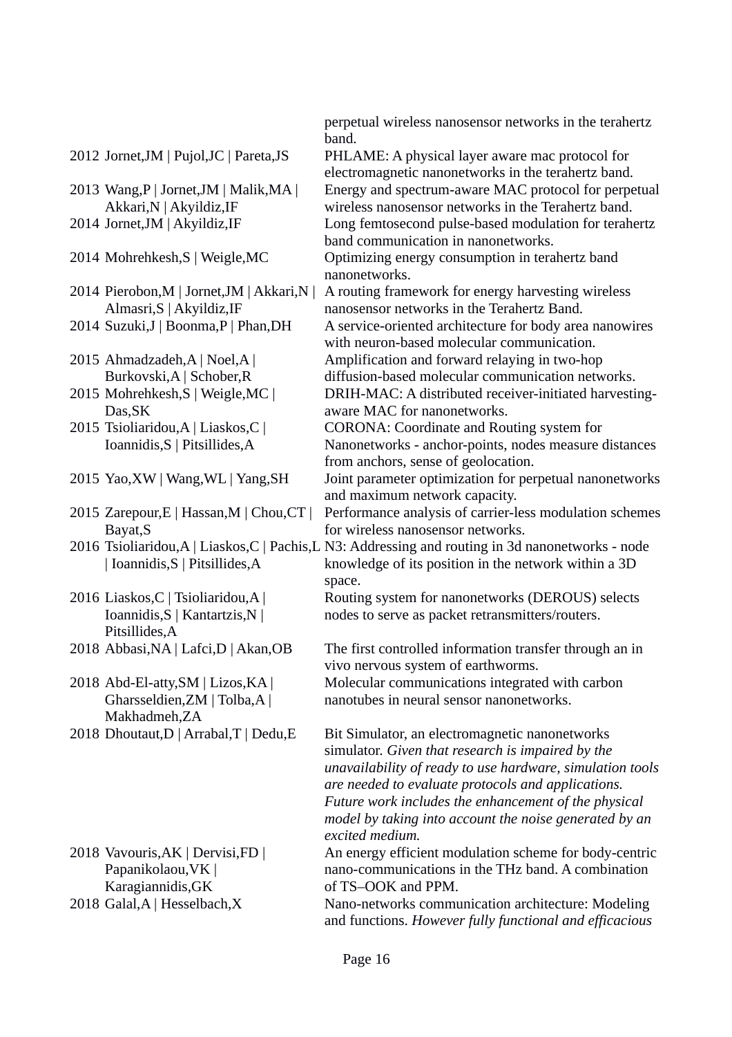| | | |
|---|---|---|
| | | perpetual wireless nanosensor networks in the terahertz band. |
| 2012 | Jornet,JM \| Pujol,JC \| Pareta,JS | PHLAME: A physical layer aware mac protocol for electromagnetic nanonetworks in the terahertz band. |
| 2013 | Wang,P \| Jornet,JM \| Malik,MA \| Akkari,N \| Akyildiz,IF | Energy and spectrum-aware MAC protocol for perpetual wireless nanosensor networks in the Terahertz band. |
| 2014 | Jornet,JM \| Akyildiz,IF | Long femtosecond pulse-based modulation for terahertz band communication in nanonetworks. |
| 2014 | Mohrehkesh,S \| Weigle,MC | Optimizing energy consumption in terahertz band nanonetworks. |
| 2014 | Pierobon,M \| Jornet,JM \| Akkari,N \| Almasri,S \| Akyildiz,IF | A routing framework for energy harvesting wireless nanosensor networks in the Terahertz Band. |
| 2014 | Suzuki,J \| Boonma,P \| Phan,DH | A service-oriented architecture for body area nanowires with neuron-based molecular communication. |
| 2015 | Ahmadzadeh,A \| Noel,A \| Burkovski,A \| Schober,R | Amplification and forward relaying in two-hop diffusion-based molecular communication networks. |
| 2015 | Mohrehkesh,S \| Weigle,MC \| Das,SK | DRIH-MAC: A distributed receiver-initiated harvesting-aware MAC for nanonetworks. |
| 2015 | Tsioliaridou,A \| Liaskos,C \| Ioannidis,S \| Pitsillides,A | CORONA: Coordinate and Routing system for Nanonetworks - anchor-points, nodes measure distances from anchors, sense of geolocation. |
| 2015 | Yao,XW \| Wang,WL \| Yang,SH | Joint parameter optimization for perpetual nanonetworks and maximum network capacity. |
| 2015 | Zarepour,E \| Hassan,M \| Chou,CT \| Bayat,S | Performance analysis of carrier-less modulation schemes for wireless nanosensor networks. |
| 2016 | Tsioliaridou,A \| Liaskos,C \| Pachis,L \| Ioannidis,S \| Pitsillides,A | N3: Addressing and routing in 3d nanonetworks - node knowledge of its position in the network within a 3D space. |
| 2016 | Liaskos,C \| Tsioliaridou,A \| Ioannidis,S \| Kantartzis,N \| Pitsillides,A | Routing system for nanonetworks (DEROUS) selects nodes to serve as packet retransmitters/routers. |
| 2018 | Abbasi,NA \| Lafci,D \| Akan,OB | The first controlled information transfer through an in vivo nervous system of earthworms. |
| 2018 | Abd-El-atty,SM \| Lizos,KA \| Gharsseldien,ZM \| Tolba,A \| Makhadmeh,ZA | Molecular communications integrated with carbon nanotubes in neural sensor nanonetworks. |
| 2018 | Dhoutaut,D \| Arrabal,T \| Dedu,E | Bit Simulator, an electromagnetic nanonetworks simulator. *Given that research is impaired by the unavailability of ready to use hardware, simulation tools are needed to evaluate protocols and applications. Future work includes the enhancement of the physical model by taking into account the noise generated by an excited medium.* |
| 2018 | Vavouris,AK \| Dervisi,FD \| Papanikolaou,VK \| Karagiannidis,GK | An energy efficient modulation scheme for body-centric nano-communications in the THz band. A combination of TS–OOK and PPM. |
| 2018 | Galal,A \| Hesselbach,X | Nano-networks communication architecture: Modeling and functions. *However fully functional and efficacious* |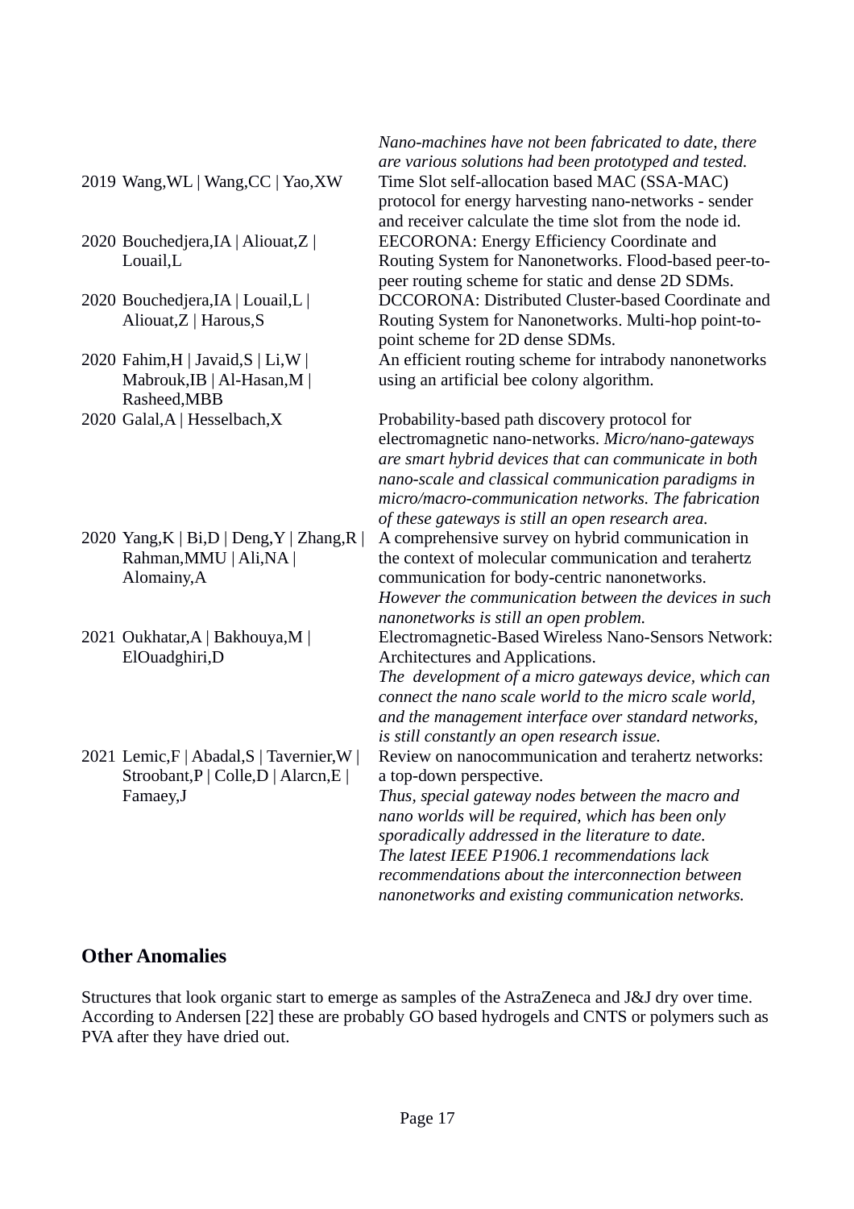| | | |
|---|---|---|
| | | *Nano-machines have not been fabricated to date, there are various solutions had been prototyped and tested.* |
| 2019 | Wang,WL \| Wang,CC \| Yao,XW | Time Slot self-allocation based MAC (SSA-MAC) protocol for energy harvesting nano-networks - sender and receiver calculate the time slot from the node id. |
| 2020 | Bouchedjera,IA \| Aliouat,Z \| Louail,L | EECORONA: Energy Efficiency Coordinate and Routing System for Nanonetworks. Flood-based peer-to-peer routing scheme for static and dense 2D SDMs. |
| 2020 | Bouchedjera,IA \| Louail,L \| Aliouat,Z \| Harous,S | DCCORONA: Distributed Cluster-based Coordinate and Routing System for Nanonetworks. Multi-hop point-to-point scheme for 2D dense SDMs. |
| 2020 | Fahim,H \| Javaid,S \| Li,W \| Mabrouk,IB \| Al-Hasan,M \| Rasheed,MBB | An efficient routing scheme for intrabody nanonetworks using an artificial bee colony algorithm. |
| 2020 | Galal,A \| Hesselbach,X | Probability-based path discovery protocol for electromagnetic nano-networks. *Micro/nano-gateways are smart hybrid devices that can communicate in both nano-scale and classical communication paradigms in micro/macro-communication networks. The fabrication of these gateways is still an open research area.* |
| 2020 | Yang,K \| Bi,D \| Deng,Y \| Zhang,R \| Rahman,MMU \| Ali,NA \| Alomainy,A | A comprehensive survey on hybrid communication in the context of molecular communication and terahertz communication for body-centric nanonetworks. *However the communication between the devices in such nanonetworks is still an open problem.* |
| 2021 | Oukhatar,A \| Bakhouya,M \| ElOuadghiri,D | Electromagnetic-Based Wireless Nano-Sensors Network: Architectures and Applications. *The development of a micro gateways device, which can connect the nano scale world to the micro scale world, and the management interface over standard networks, is still constantly an open research issue.* |
| 2021 | Lemic,F \| Abadal,S \| Tavernier,W \| Stroobant,P \| Colle,D \| Alarcn,E \| Famaey,J | Review on nanocommunication and terahertz networks: a top-down perspective. *Thus, special gateway nodes between the macro and nano worlds will be required, which has been only sporadically addressed in the literature to date. The latest IEEE P1906.1 recommendations lack recommendations about the interconnection between nanonetworks and existing communication networks.* |

## Other Anomalies

Structures that look organic start to emerge as samples of the AstraZeneca and J&J dry over time. According to Andersen [22] these are probably GO based hydrogels and CNTS or polymers such as PVA after they have dried out.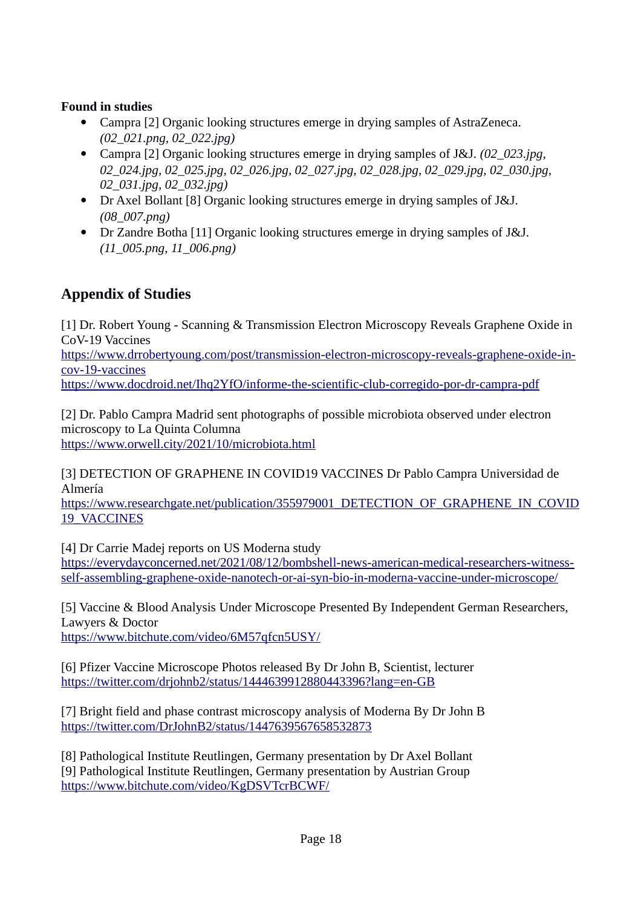**Found in studies**

- Campra [2] Organic looking structures emerge in drying samples of AstraZeneca. *(02_021.png, 02_022.jpg)*
- Campra [2] Organic looking structures emerge in drying samples of J&J. *(02_023.jpg, 02_024.jpg, 02_025.jpg, 02_026.jpg, 02_027.jpg, 02_028.jpg, 02_029.jpg, 02_030.jpg, 02_031.jpg, 02_032.jpg)*
- Dr Axel Bollant [8] Organic looking structures emerge in drying samples of J&J. *(08_007.png)*
- Dr Zandre Botha [11] Organic looking structures emerge in drying samples of J&J. *(11_005.png, 11_006.png)*

## Appendix of Studies

[1] Dr. Robert Young - Scanning & Transmission Electron Microscopy Reveals Graphene Oxide in CoV-19 Vaccines
https://www.drrobertyoung.com/post/transmission-electron-microscopy-reveals-graphene-oxide-in-cov-19-vaccines
https://www.docdroid.net/Ihq2YfO/informe-the-scientific-club-corregido-por-dr-campra-pdf

[2] Dr. Pablo Campra Madrid sent photographs of possible microbiota observed under electron microscopy to La Quinta Columna
https://www.orwell.city/2021/10/microbiota.html

[3] DETECTION OF GRAPHENE IN COVID19 VACCINES Dr Pablo Campra Universidad de Almería
https://www.researchgate.net/publication/355979001_DETECTION_OF_GRAPHENE_IN_COVID19_VACCINES

[4] Dr Carrie Madej reports on US Moderna study
https://everydayconcerned.net/2021/08/12/bombshell-news-american-medical-researchers-witness-self-assembling-graphene-oxide-nanotech-or-ai-syn-bio-in-moderna-vaccine-under-microscope/

[5] Vaccine & Blood Analysis Under Microscope Presented By Independent German Researchers, Lawyers & Doctor
https://www.bitchute.com/video/6M57qfcn5USY/

[6] Pfizer Vaccine Microscope Photos released By Dr John B, Scientist, lecturer
https://twitter.com/drjohnb2/status/1444639912880443396?lang=en-GB

[7] Bright field and phase contrast microscopy analysis of Moderna By Dr John B
https://twitter.com/DrJohnB2/status/1447639567658532873

[8] Pathological Institute Reutlingen, Germany presentation by Dr Axel Bollant
[9] Pathological Institute Reutlingen, Germany presentation by Austrian Group
https://www.bitchute.com/video/KgDSVTcrBCWF/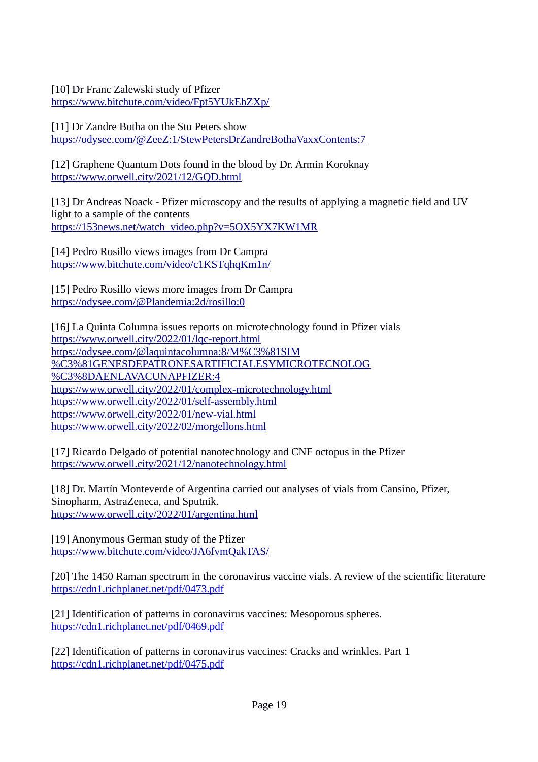[10] Dr Franc Zalewski study of Pfizer
https://www.bitchute.com/video/Fpt5YUkEhZXp/

[11] Dr Zandre Botha on the Stu Peters show
https://odysee.com/@ZeeZ:1/StewPetersDrZandreBothaVaxxContents:7

[12] Graphene Quantum Dots found in the blood by Dr. Armin Koroknay
https://www.orwell.city/2021/12/GQD.html

[13] Dr Andreas Noack - Pfizer microscopy and the results of applying a magnetic field and UV light to a sample of the contents
https://153news.net/watch_video.php?v=5OX5YX7KW1MR

[14] Pedro Rosillo views images from Dr Campra
https://www.bitchute.com/video/c1KSTqhqKm1n/

[15] Pedro Rosillo views more images from Dr Campra
https://odysee.com/@Plandemia:2d/rosillo:0

[16] La Quinta Columna issues reports on microtechnology found in Pfizer vials
https://www.orwell.city/2022/01/lqc-report.html
https://odysee.com/@laquintacolumna:8/M%C3%81SIM%C3%81GENESDEPATRONESARTIFICIALESYMICROTECNOLOG%C3%8DAENLAVACUNAPFIZER:4
https://www.orwell.city/2022/01/complex-microtechnology.html
https://www.orwell.city/2022/01/self-assembly.html
https://www.orwell.city/2022/01/new-vial.html
https://www.orwell.city/2022/02/morgellons.html

[17] Ricardo Delgado of potential nanotechnology and CNF octopus in the Pfizer
https://www.orwell.city/2021/12/nanotechnology.html

[18] Dr. Martín Monteverde of Argentina carried out analyses of vials from Cansino, Pfizer, Sinopharm, AstraZeneca, and Sputnik.
https://www.orwell.city/2022/01/argentina.html

[19] Anonymous German study of the Pfizer
https://www.bitchute.com/video/JA6fvmQakTAS/

[20] The 1450 Raman spectrum in the coronavirus vaccine vials. A review of the scientific literature
https://cdn1.richplanet.net/pdf/0473.pdf

[21] Identification of patterns in coronavirus vaccines: Mesoporous spheres.
https://cdn1.richplanet.net/pdf/0469.pdf

[22] Identification of patterns in coronavirus vaccines: Cracks and wrinkles. Part 1
https://cdn1.richplanet.net/pdf/0475.pdf